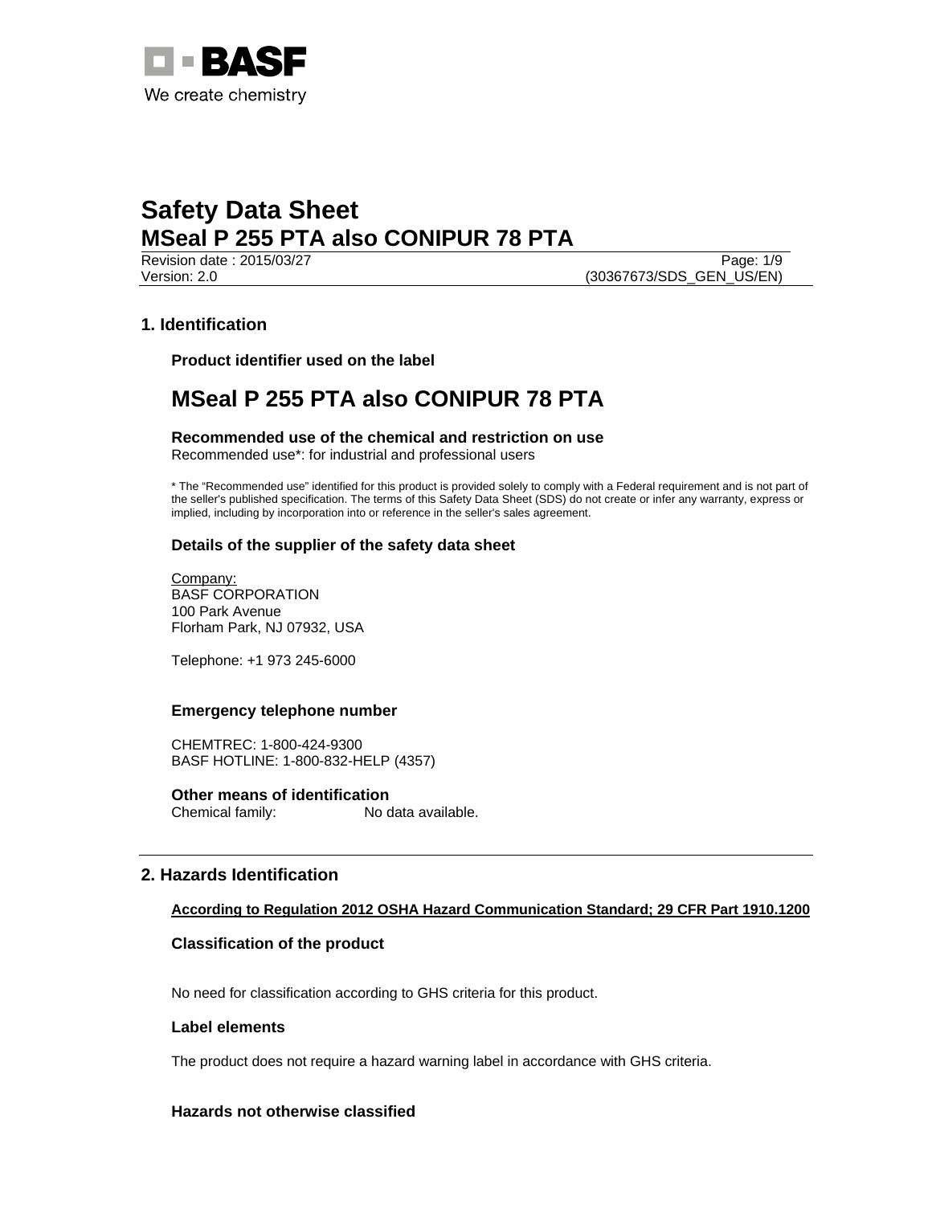# Safety Data Sheet
## MSeal P 255 PTA also CONIPUR 78 PTA

Revision date : 2015/03/27
Version: 2.0 (30367673/SDS_GEN_US/EN)

## 1. Identification

### Product identifier used on the label

## MSeal P 255 PTA also CONIPUR 78 PTA

### Recommended use of the chemical and restriction on use

Recommended use*: for industrial and professional users

* The "Recommended use" identified for this product is provided solely to comply with a Federal requirement and is not part of the seller's published specification. The terms of this Safety Data Sheet (SDS) do not create or infer any warranty, express or implied, including by incorporation into or reference in the seller's sales agreement.

### Details of the supplier of the safety data sheet

Company:
BASF CORPORATION
100 Park Avenue
Florham Park, NJ 07932, USA

Telephone: +1 973 245-6000

### Emergency telephone number

CHEMTREC: 1-800-424-9300
BASF HOTLINE: 1-800-832-HELP (4357)

### Other means of identification

Chemical family: No data available.

## 2. Hazards Identification

**According to Regulation 2012 OSHA Hazard Communication Standard; 29 CFR Part 1910.1200**

### Classification of the product

No need for classification according to GHS criteria for this product.

### Label elements

The product does not require a hazard warning label in accordance with GHS criteria.

### Hazards not otherwise classified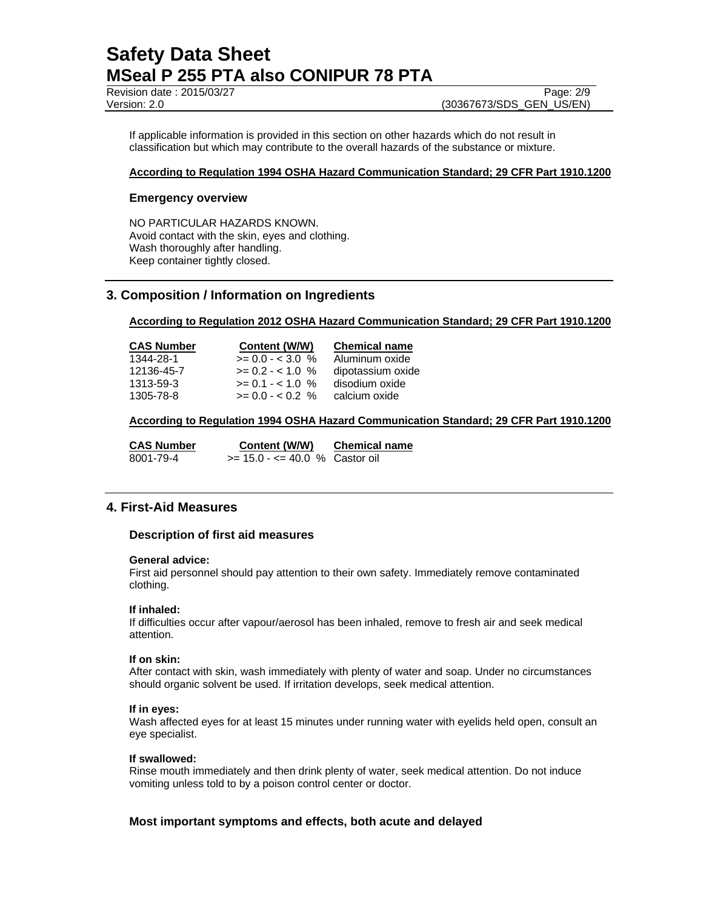If applicable information is provided in this section on other hazards which do not result in classification but which may contribute to the overall hazards of the substance or mixture.

**According to Regulation 1994 OSHA Hazard Communication Standard; 29 CFR Part 1910.1200**

### Emergency overview

NO PARTICULAR HAZARDS KNOWN.
Avoid contact with the skin, eyes and clothing.
Wash thoroughly after handling.
Keep container tightly closed.

## 3. Composition / Information on Ingredients

**According to Regulation 2012 OSHA Hazard Communication Standard; 29 CFR Part 1910.1200**

| CAS Number | Content (W/W) | Chemical name |
|---|---|---|
| 1344-28-1 | >= 0.0 - < 3.0 % | Aluminum oxide |
| 12136-45-7 | >= 0.2 - < 1.0 % | dipotassium oxide |
| 1313-59-3 | >= 0.1 - < 1.0 % | disodium oxide |
| 1305-78-8 | >= 0.0 - < 0.2 % | calcium oxide |

**According to Regulation 1994 OSHA Hazard Communication Standard; 29 CFR Part 1910.1200**

| CAS Number | Content (W/W) | Chemical name |
|---|---|---|
| 8001-79-4 | >= 15.0 - <= 40.0 % | Castor oil |

## 4. First-Aid Measures

### Description of first aid measures

**General advice:**
First aid personnel should pay attention to their own safety. Immediately remove contaminated clothing.

**If inhaled:**
If difficulties occur after vapour/aerosol has been inhaled, remove to fresh air and seek medical attention.

**If on skin:**
After contact with skin, wash immediately with plenty of water and soap. Under no circumstances should organic solvent be used. If irritation develops, seek medical attention.

**If in eyes:**
Wash affected eyes for at least 15 minutes under running water with eyelids held open, consult an eye specialist.

**If swallowed:**
Rinse mouth immediately and then drink plenty of water, seek medical attention. Do not induce vomiting unless told to by a poison control center or doctor.

### Most important symptoms and effects, both acute and delayed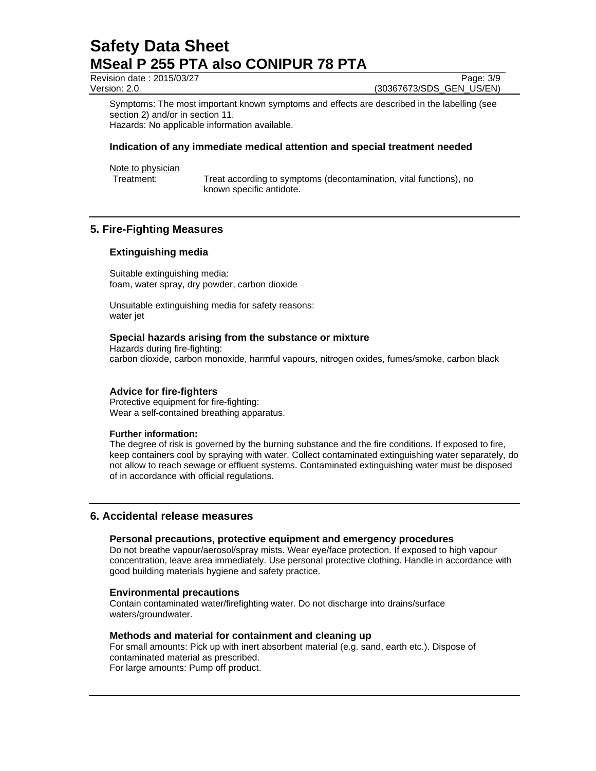Symptoms: The most important known symptoms and effects are described in the labelling (see section 2) and/or in section 11.
Hazards: No applicable information available.

### Indication of any immediate medical attention and special treatment needed

Note to physician

Treatment: Treat according to symptoms (decontamination, vital functions), no known specific antidote.

## 5. Fire-Fighting Measures

### Extinguishing media

Suitable extinguishing media:
foam, water spray, dry powder, carbon dioxide

Unsuitable extinguishing media for safety reasons:
water jet

### Special hazards arising from the substance or mixture

Hazards during fire-fighting:
carbon dioxide, carbon monoxide, harmful vapours, nitrogen oxides, fumes/smoke, carbon black

### Advice for fire-fighters

Protective equipment for fire-fighting:
Wear a self-contained breathing apparatus.

**Further information:**
The degree of risk is governed by the burning substance and the fire conditions. If exposed to fire, keep containers cool by spraying with water. Collect contaminated extinguishing water separately, do not allow to reach sewage or effluent systems. Contaminated extinguishing water must be disposed of in accordance with official regulations.

## 6. Accidental release measures

### Personal precautions, protective equipment and emergency procedures

Do not breathe vapour/aerosol/spray mists. Wear eye/face protection. If exposed to high vapour concentration, leave area immediately. Use personal protective clothing. Handle in accordance with good building materials hygiene and safety practice.

### Environmental precautions

Contain contaminated water/firefighting water. Do not discharge into drains/surface waters/groundwater.

### Methods and material for containment and cleaning up

For small amounts: Pick up with inert absorbent material (e.g. sand, earth etc.). Dispose of contaminated material as prescribed.
For large amounts: Pump off product.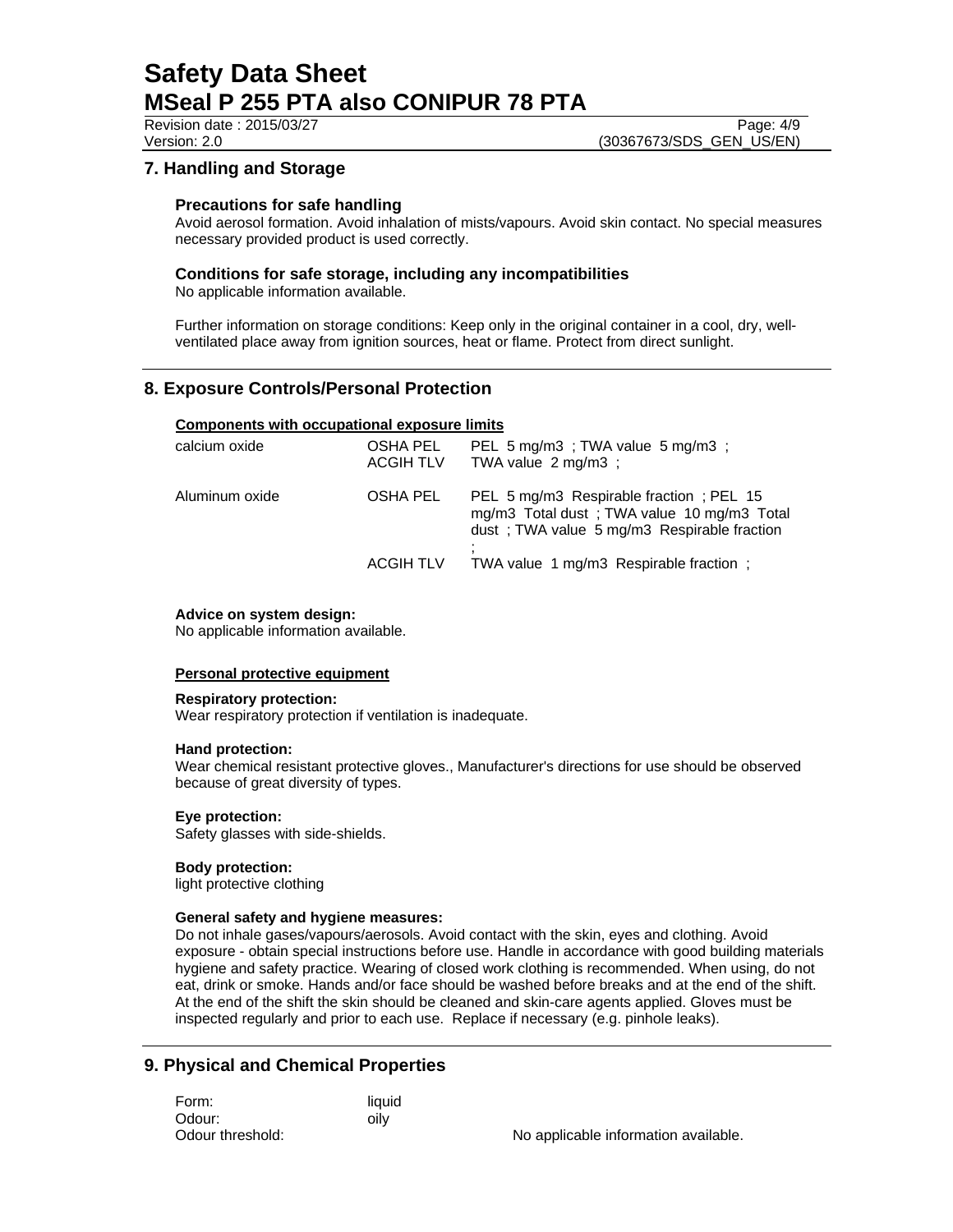## 7. Handling and Storage

### Precautions for safe handling

Avoid aerosol formation. Avoid inhalation of mists/vapours. Avoid skin contact. No special measures necessary provided product is used correctly.

### Conditions for safe storage, including any incompatibilities

No applicable information available.

Further information on storage conditions: Keep only in the original container in a cool, dry, well-ventilated place away from ignition sources, heat or flame. Protect from direct sunlight.

## 8. Exposure Controls/Personal Protection

**Components with occupational exposure limits**

| Component | Source | Limits |
|---|---|---|
| calcium oxide | OSHA PEL | PEL 5 mg/m3 ; TWA value 5 mg/m3 ; |
| | ACGIH TLV | TWA value 2 mg/m3 ; |
| Aluminum oxide | OSHA PEL | PEL 5 mg/m3 Respirable fraction ; PEL 15 mg/m3 Total dust ; TWA value 10 mg/m3 Total dust ; TWA value 5 mg/m3 Respirable fraction ; |
| | ACGIH TLV | TWA value 1 mg/m3 Respirable fraction ; |

**Advice on system design:**
No applicable information available.

**Personal protective equipment**

**Respiratory protection:**
Wear respiratory protection if ventilation is inadequate.

**Hand protection:**
Wear chemical resistant protective gloves., Manufacturer's directions for use should be observed because of great diversity of types.

**Eye protection:**
Safety glasses with side-shields.

**Body protection:**
light protective clothing

**General safety and hygiene measures:**
Do not inhale gases/vapours/aerosols. Avoid contact with the skin, eyes and clothing. Avoid exposure - obtain special instructions before use. Handle in accordance with good building materials hygiene and safety practice. Wearing of closed work clothing is recommended. When using, do not eat, drink or smoke. Hands and/or face should be washed before breaks and at the end of the shift. At the end of the shift the skin should be cleaned and skin-care agents applied. Gloves must be inspected regularly and prior to each use. Replace if necessary (e.g. pinhole leaks).

## 9. Physical and Chemical Properties

| | |
|---|---|
| Form: | liquid |
| Odour: | oily |
| Odour threshold: | No applicable information available. |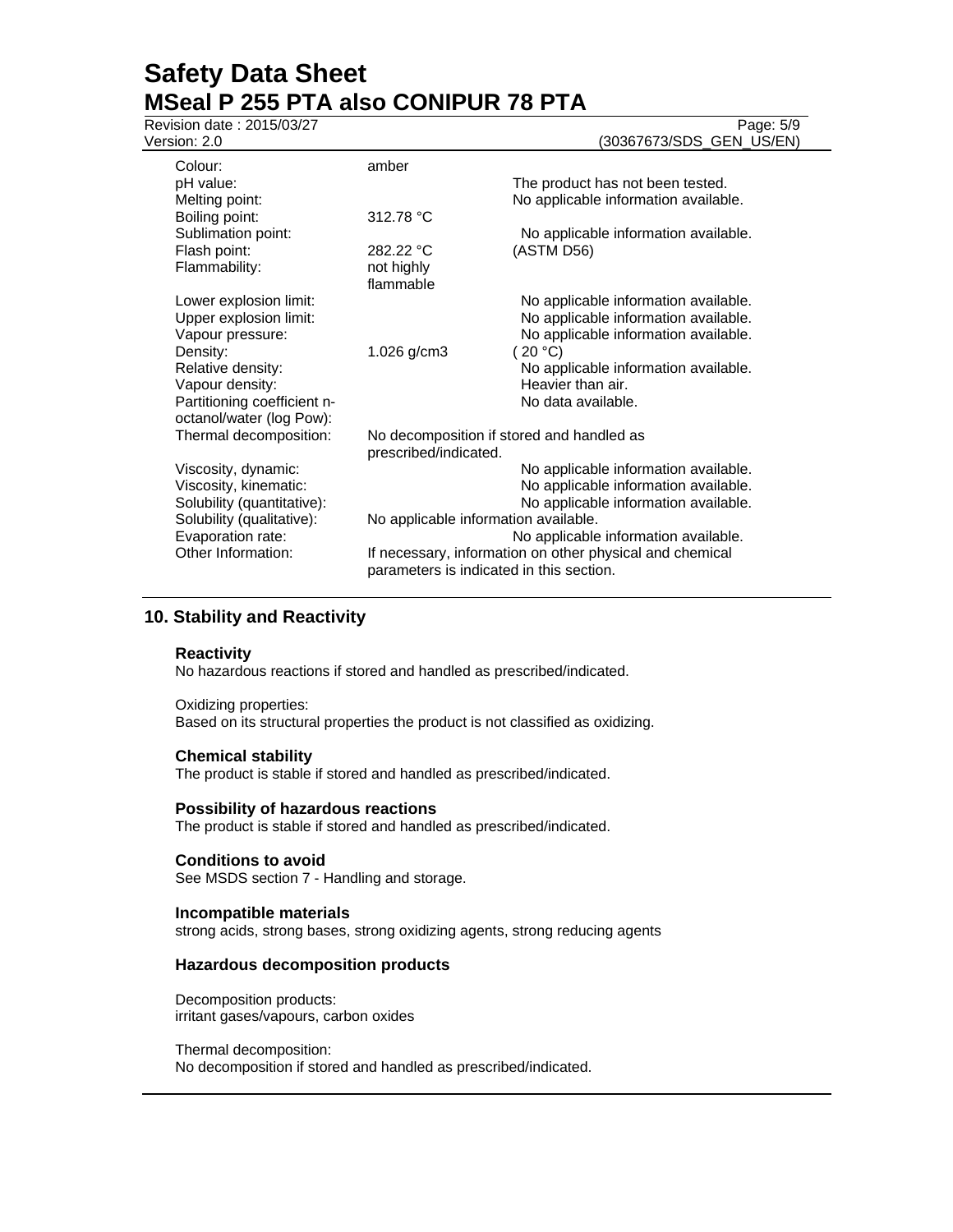| | | |
|---|---|---|
| Colour: | amber | |
| pH value: | | The product has not been tested. |
| Melting point: | | No applicable information available. |
| Boiling point: | 312.78 °C | |
| Sublimation point: | | No applicable information available. |
| Flash point: | 282.22 °C | (ASTM D56) |
| Flammability: | not highly flammable | |
| Lower explosion limit: | | No applicable information available. |
| Upper explosion limit: | | No applicable information available. |
| Vapour pressure: | | No applicable information available. |
| Density: | 1.026 g/cm3 | ( 20 °C) |
| Relative density: | | No applicable information available. |
| Vapour density: | | Heavier than air. |
| Partitioning coefficient n-octanol/water (log Pow): | | No data available. |
| Thermal decomposition: | No decomposition if stored and handled as prescribed/indicated. | |
| Viscosity, dynamic: | | No applicable information available. |
| Viscosity, kinematic: | | No applicable information available. |
| Solubility (quantitative): | | No applicable information available. |
| Solubility (qualitative): | No applicable information available. | |
| Evaporation rate: | | No applicable information available. |
| Other Information: | If necessary, information on other physical and chemical parameters is indicated in this section. | |

## 10. Stability and Reactivity

### Reactivity

No hazardous reactions if stored and handled as prescribed/indicated.

Oxidizing properties:
Based on its structural properties the product is not classified as oxidizing.

### Chemical stability

The product is stable if stored and handled as prescribed/indicated.

### Possibility of hazardous reactions

The product is stable if stored and handled as prescribed/indicated.

### Conditions to avoid

See MSDS section 7 - Handling and storage.

### Incompatible materials

strong acids, strong bases, strong oxidizing agents, strong reducing agents

### Hazardous decomposition products

Decomposition products:
irritant gases/vapours, carbon oxides

Thermal decomposition:
No decomposition if stored and handled as prescribed/indicated.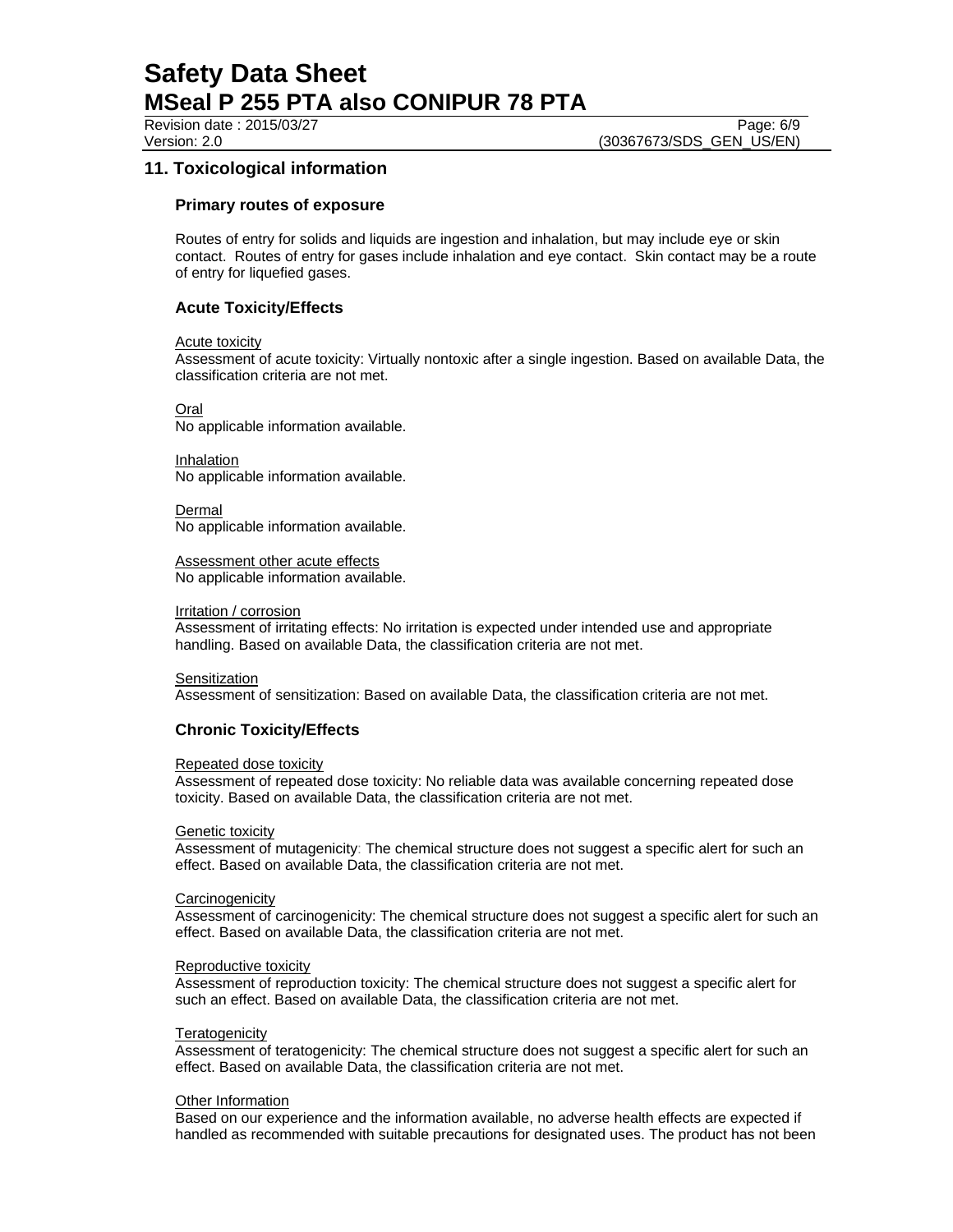## 11. Toxicological information

### Primary routes of exposure

Routes of entry for solids and liquids are ingestion and inhalation, but may include eye or skin contact. Routes of entry for gases include inhalation and eye contact. Skin contact may be a route of entry for liquefied gases.

### Acute Toxicity/Effects

Acute toxicity
Assessment of acute toxicity: Virtually nontoxic after a single ingestion. Based on available Data, the classification criteria are not met.

Oral
No applicable information available.

Inhalation
No applicable information available.

Dermal
No applicable information available.

Assessment other acute effects
No applicable information available.

Irritation / corrosion
Assessment of irritating effects: No irritation is expected under intended use and appropriate handling. Based on available Data, the classification criteria are not met.

Sensitization
Assessment of sensitization: Based on available Data, the classification criteria are not met.

### Chronic Toxicity/Effects

Repeated dose toxicity
Assessment of repeated dose toxicity: No reliable data was available concerning repeated dose toxicity. Based on available Data, the classification criteria are not met.

Genetic toxicity
Assessment of mutagenicity: The chemical structure does not suggest a specific alert for such an effect. Based on available Data, the classification criteria are not met.

Carcinogenicity
Assessment of carcinogenicity: The chemical structure does not suggest a specific alert for such an effect. Based on available Data, the classification criteria are not met.

Reproductive toxicity
Assessment of reproduction toxicity: The chemical structure does not suggest a specific alert for such an effect. Based on available Data, the classification criteria are not met.

Teratogenicity
Assessment of teratogenicity: The chemical structure does not suggest a specific alert for such an effect. Based on available Data, the classification criteria are not met.

Other Information
Based on our experience and the information available, no adverse health effects are expected if handled as recommended with suitable precautions for designated uses. The product has not been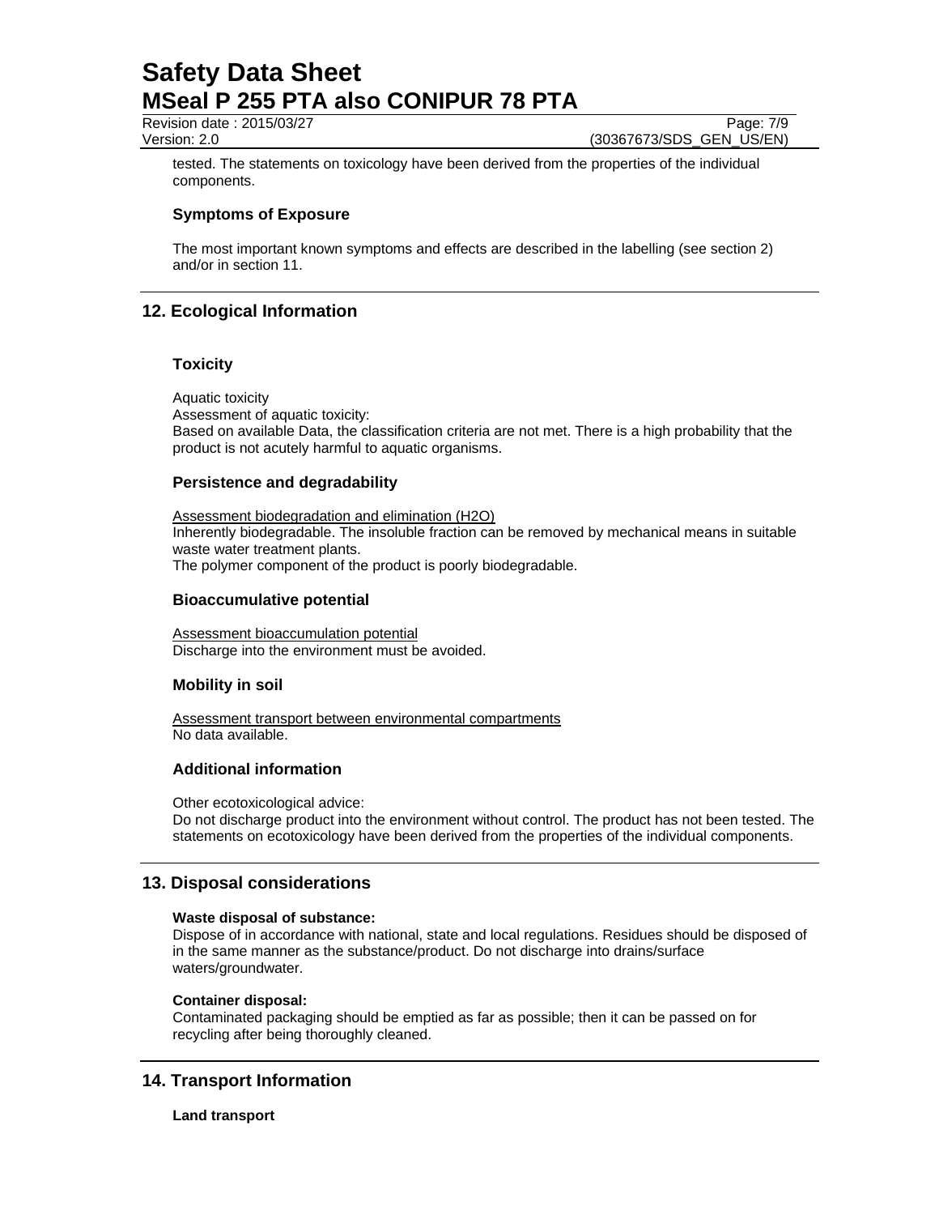tested. The statements on toxicology have been derived from the properties of the individual components.

### Symptoms of Exposure

The most important known symptoms and effects are described in the labelling (see section 2) and/or in section 11.

## 12. Ecological Information

### Toxicity

Aquatic toxicity
Assessment of aquatic toxicity:
Based on available Data, the classification criteria are not met. There is a high probability that the product is not acutely harmful to aquatic organisms.

### Persistence and degradability

Assessment biodegradation and elimination (H2O)
Inherently biodegradable. The insoluble fraction can be removed by mechanical means in suitable waste water treatment plants.
The polymer component of the product is poorly biodegradable.

### Bioaccumulative potential

Assessment bioaccumulation potential
Discharge into the environment must be avoided.

### Mobility in soil

Assessment transport between environmental compartments
No data available.

### Additional information

Other ecotoxicological advice:
Do not discharge product into the environment without control. The product has not been tested. The statements on ecotoxicology have been derived from the properties of the individual components.

## 13. Disposal considerations

**Waste disposal of substance:**
Dispose of in accordance with national, state and local regulations. Residues should be disposed of in the same manner as the substance/product. Do not discharge into drains/surface waters/groundwater.

**Container disposal:**
Contaminated packaging should be emptied as far as possible; then it can be passed on for recycling after being thoroughly cleaned.

## 14. Transport Information

**Land transport**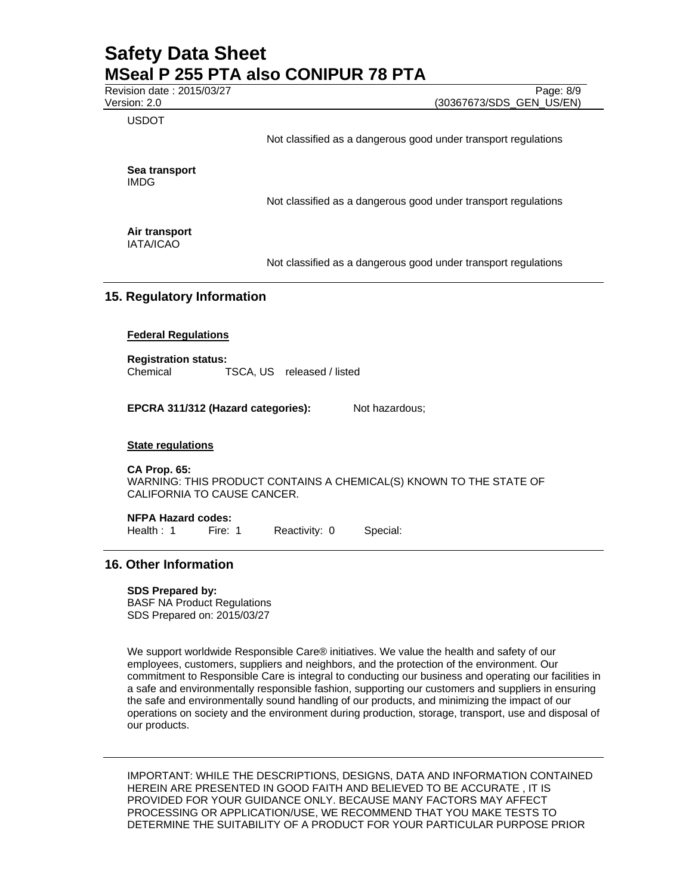USDOT

Not classified as a dangerous good under transport regulations

**Sea transport**
IMDG

Not classified as a dangerous good under transport regulations

**Air transport**
IATA/ICAO

Not classified as a dangerous good under transport regulations

## 15. Regulatory Information

**Federal Regulations**

**Registration status:**
Chemical TSCA, US released / listed

**EPCRA 311/312 (Hazard categories):** Not hazardous;

**State regulations**

**CA Prop. 65:**
WARNING: THIS PRODUCT CONTAINS A CHEMICAL(S) KNOWN TO THE STATE OF CALIFORNIA TO CAUSE CANCER.

**NFPA Hazard codes:**
Health : 1 Fire: 1 Reactivity: 0 Special:

## 16. Other Information

**SDS Prepared by:**
BASF NA Product Regulations
SDS Prepared on: 2015/03/27

We support worldwide Responsible Care® initiatives. We value the health and safety of our employees, customers, suppliers and neighbors, and the protection of the environment. Our commitment to Responsible Care is integral to conducting our business and operating our facilities in a safe and environmentally responsible fashion, supporting our customers and suppliers in ensuring the safe and environmentally sound handling of our products, and minimizing the impact of our operations on society and the environment during production, storage, transport, use and disposal of our products.

IMPORTANT: WHILE THE DESCRIPTIONS, DESIGNS, DATA AND INFORMATION CONTAINED HEREIN ARE PRESENTED IN GOOD FAITH AND BELIEVED TO BE ACCURATE , IT IS PROVIDED FOR YOUR GUIDANCE ONLY. BECAUSE MANY FACTORS MAY AFFECT PROCESSING OR APPLICATION/USE, WE RECOMMEND THAT YOU MAKE TESTS TO DETERMINE THE SUITABILITY OF A PRODUCT FOR YOUR PARTICULAR PURPOSE PRIOR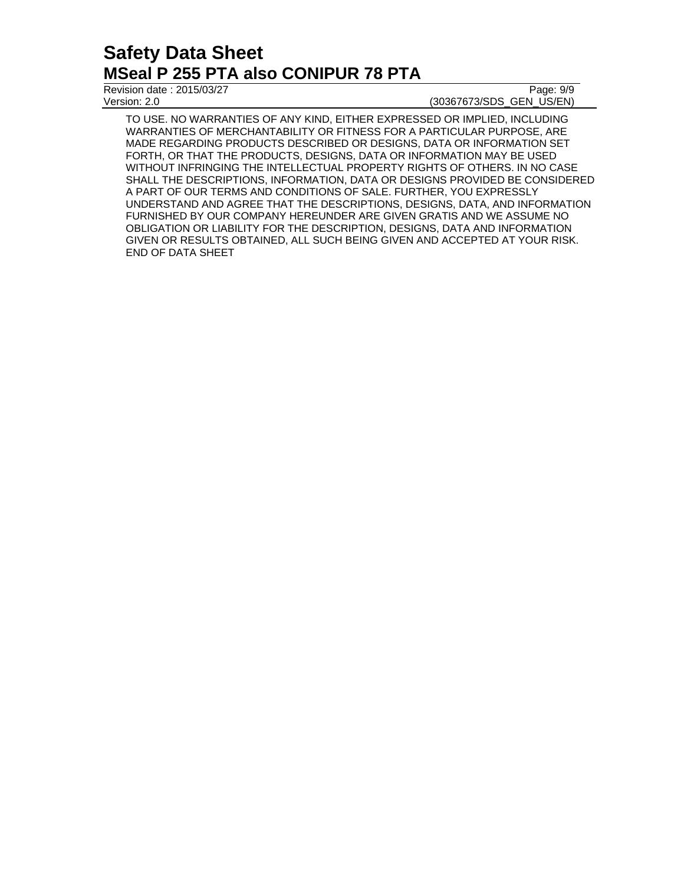TO USE. NO WARRANTIES OF ANY KIND, EITHER EXPRESSED OR IMPLIED, INCLUDING WARRANTIES OF MERCHANTABILITY OR FITNESS FOR A PARTICULAR PURPOSE, ARE MADE REGARDING PRODUCTS DESCRIBED OR DESIGNS, DATA OR INFORMATION SET FORTH, OR THAT THE PRODUCTS, DESIGNS, DATA OR INFORMATION MAY BE USED WITHOUT INFRINGING THE INTELLECTUAL PROPERTY RIGHTS OF OTHERS. IN NO CASE SHALL THE DESCRIPTIONS, INFORMATION, DATA OR DESIGNS PROVIDED BE CONSIDERED A PART OF OUR TERMS AND CONDITIONS OF SALE. FURTHER, YOU EXPRESSLY UNDERSTAND AND AGREE THAT THE DESCRIPTIONS, DESIGNS, DATA, AND INFORMATION FURNISHED BY OUR COMPANY HEREUNDER ARE GIVEN GRATIS AND WE ASSUME NO OBLIGATION OR LIABILITY FOR THE DESCRIPTION, DESIGNS, DATA AND INFORMATION GIVEN OR RESULTS OBTAINED, ALL SUCH BEING GIVEN AND ACCEPTED AT YOUR RISK.
END OF DATA SHEET